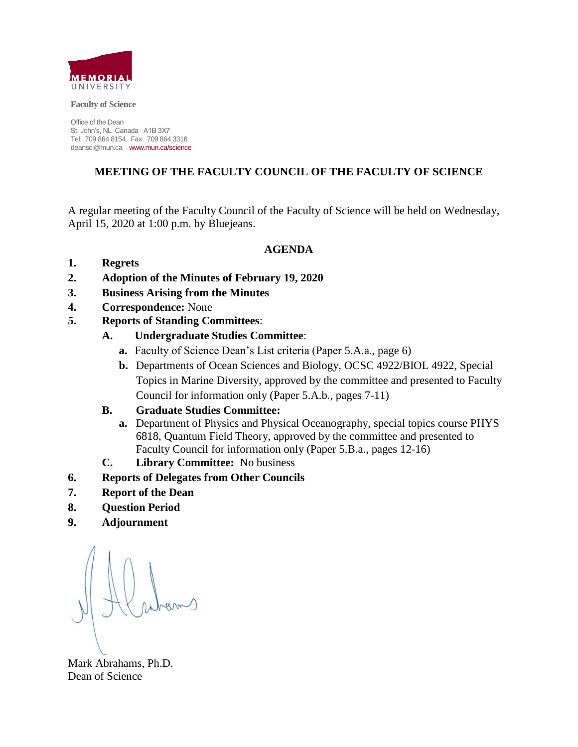MEMORIAL UNIVERSITY

**Faculty of Science**

Office of the Dean
St. John's, NL Canada A1B 3X7
Tel: 709 864 8154 Fax: 709 864 3316
deansci@mun.ca www.mun.ca/science

## MEETING OF THE FACULTY COUNCIL OF THE FACULTY OF SCIENCE

A regular meeting of the Faculty Council of the Faculty of Science will be held on Wednesday, April 15, 2020 at 1:00 p.m. by Bluejeans.

### AGENDA

1. **Regrets**
2. **Adoption of the Minutes of February 19, 2020**
3. **Business Arising from the Minutes**
4. **Correspondence:** None
5. **Reports of Standing Committees**:
   - **A. Undergraduate Studies Committee**:
     - **a.** Faculty of Science Dean's List criteria (Paper 5.A.a., page 6)
     - **b.** Departments of Ocean Sciences and Biology, OCSC 4922/BIOL 4922, Special Topics in Marine Diversity, approved by the committee and presented to Faculty Council for information only (Paper 5.A.b., pages 7-11)
   - **B. Graduate Studies Committee:**
     - **a.** Department of Physics and Physical Oceanography, special topics course PHYS 6818, Quantum Field Theory, approved by the committee and presented to Faculty Council for information only (Paper 5.B.a., pages 12-16)
   - **C. Library Committee:** No business
6. **Reports of Delegates from Other Councils**
7. **Report of the Dean**
8. **Question Period**
9. **Adjournment**

Mark Abrahams, Ph.D.
Dean of Science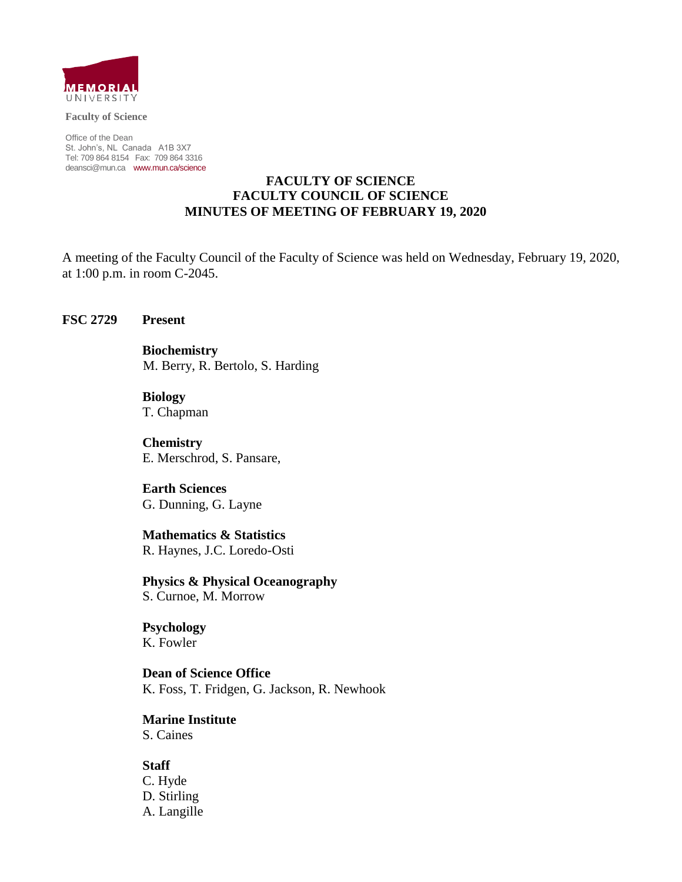**Faculty of Science**

Office of the Dean
St. John's, NL Canada A1B 3X7
Tel: 709 864 8154 Fax: 709 864 3316
deansci@mun.ca www.mun.ca/science

# FACULTY OF SCIENCE
# FACULTY COUNCIL OF SCIENCE
# MINUTES OF MEETING OF FEBRUARY 19, 2020

A meeting of the Faculty Council of the Faculty of Science was held on Wednesday, February 19, 2020, at 1:00 p.m. in room C-2045.

**FSC 2729 Present**

**Biochemistry**
M. Berry, R. Bertolo, S. Harding

**Biology**
T. Chapman

**Chemistry**
E. Merschrod, S. Pansare,

**Earth Sciences**
G. Dunning, G. Layne

**Mathematics & Statistics**
R. Haynes, J.C. Loredo-Osti

**Physics & Physical Oceanography**
S. Curnoe, M. Morrow

**Psychology**
K. Fowler

**Dean of Science Office**
K. Foss, T. Fridgen, G. Jackson, R. Newhook

**Marine Institute**
S. Caines

**Staff**
C. Hyde
D. Stirling
A. Langille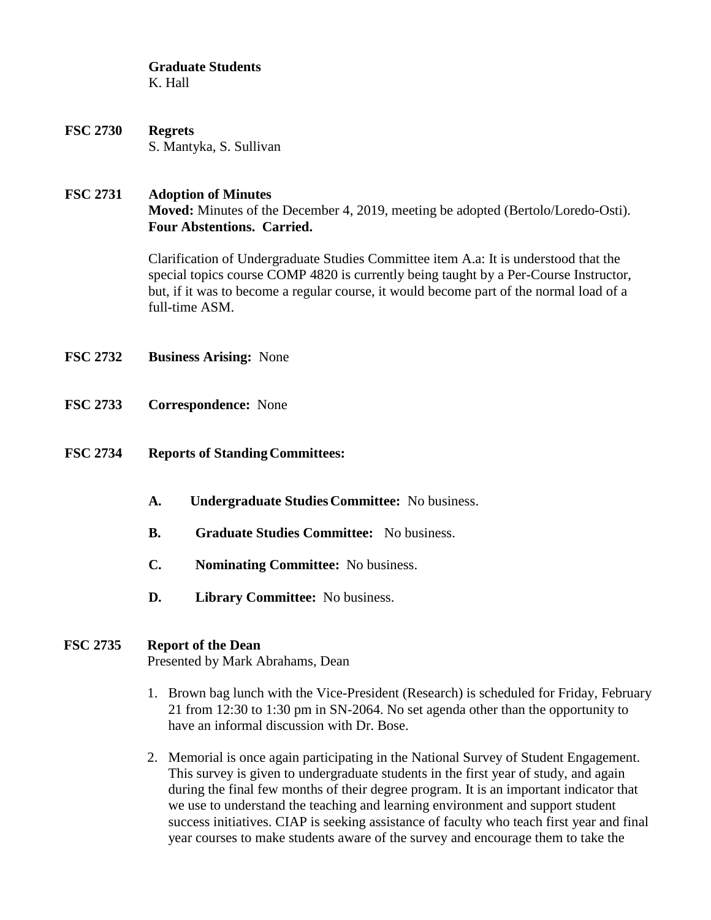**Graduate Students**
K. Hall

**FSC 2730 Regrets**
S. Mantyka, S. Sullivan

**FSC 2731 Adoption of Minutes**
**Moved:** Minutes of the December 4, 2019, meeting be adopted (Bertolo/Loredo-Osti).
**Four Abstentions. Carried.**

Clarification of Undergraduate Studies Committee item A.a: It is understood that the special topics course COMP 4820 is currently being taught by a Per-Course Instructor, but, if it was to become a regular course, it would become part of the normal load of a full-time ASM.

**FSC 2732 Business Arising:** None

**FSC 2733 Correspondence:** None

**FSC 2734 Reports of Standing Committees:**

**A. Undergraduate Studies Committee:** No business.

**B. Graduate Studies Committee:** No business.

**C. Nominating Committee:** No business.

**D. Library Committee:** No business.

**FSC 2735 Report of the Dean**
Presented by Mark Abrahams, Dean

1. Brown bag lunch with the Vice-President (Research) is scheduled for Friday, February 21 from 12:30 to 1:30 pm in SN-2064. No set agenda other than the opportunity to have an informal discussion with Dr. Bose.

2. Memorial is once again participating in the National Survey of Student Engagement. This survey is given to undergraduate students in the first year of study, and again during the final few months of their degree program. It is an important indicator that we use to understand the teaching and learning environment and support student success initiatives. CIAP is seeking assistance of faculty who teach first year and final year courses to make students aware of the survey and encourage them to take the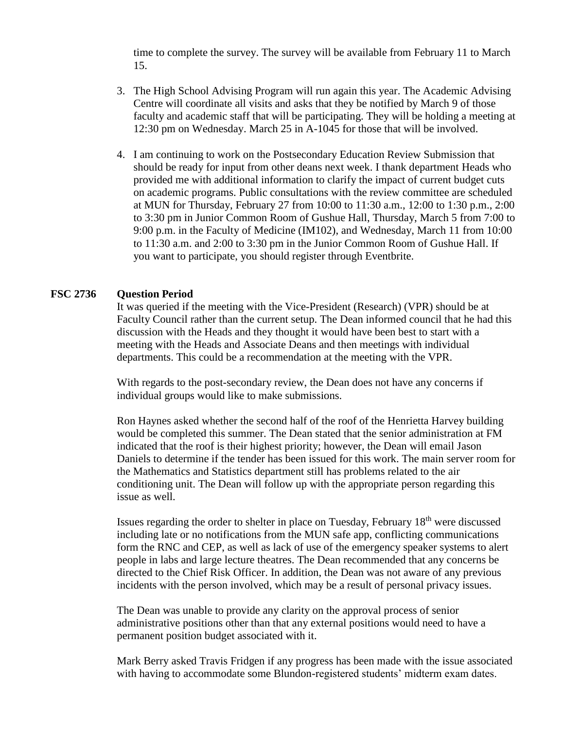time to complete the survey. The survey will be available from February 11 to March 15.

3. The High School Advising Program will run again this year. The Academic Advising Centre will coordinate all visits and asks that they be notified by March 9 of those faculty and academic staff that will be participating. They will be holding a meeting at 12:30 pm on Wednesday. March 25 in A-1045 for those that will be involved.

4. I am continuing to work on the Postsecondary Education Review Submission that should be ready for input from other deans next week. I thank department Heads who provided me with additional information to clarify the impact of current budget cuts on academic programs. Public consultations with the review committee are scheduled at MUN for Thursday, February 27 from 10:00 to 11:30 a.m., 12:00 to 1:30 p.m., 2:00 to 3:30 pm in Junior Common Room of Gushue Hall, Thursday, March 5 from 7:00 to 9:00 p.m. in the Faculty of Medicine (IM102), and Wednesday, March 11 from 10:00 to 11:30 a.m. and 2:00 to 3:30 pm in the Junior Common Room of Gushue Hall. If you want to participate, you should register through Eventbrite.

**FSC 2736 Question Period**

It was queried if the meeting with the Vice-President (Research) (VPR) should be at Faculty Council rather than the current setup. The Dean informed council that he had this discussion with the Heads and they thought it would have been best to start with a meeting with the Heads and Associate Deans and then meetings with individual departments. This could be a recommendation at the meeting with the VPR.

With regards to the post-secondary review, the Dean does not have any concerns if individual groups would like to make submissions.

Ron Haynes asked whether the second half of the roof of the Henrietta Harvey building would be completed this summer. The Dean stated that the senior administration at FM indicated that the roof is their highest priority; however, the Dean will email Jason Daniels to determine if the tender has been issued for this work. The main server room for the Mathematics and Statistics department still has problems related to the air conditioning unit. The Dean will follow up with the appropriate person regarding this issue as well.

Issues regarding the order to shelter in place on Tuesday, February 18th were discussed including late or no notifications from the MUN safe app, conflicting communications form the RNC and CEP, as well as lack of use of the emergency speaker systems to alert people in labs and large lecture theatres. The Dean recommended that any concerns be directed to the Chief Risk Officer. In addition, the Dean was not aware of any previous incidents with the person involved, which may be a result of personal privacy issues.

The Dean was unable to provide any clarity on the approval process of senior administrative positions other than that any external positions would need to have a permanent position budget associated with it.

Mark Berry asked Travis Fridgen if any progress has been made with the issue associated with having to accommodate some Blundon-registered students' midterm exam dates.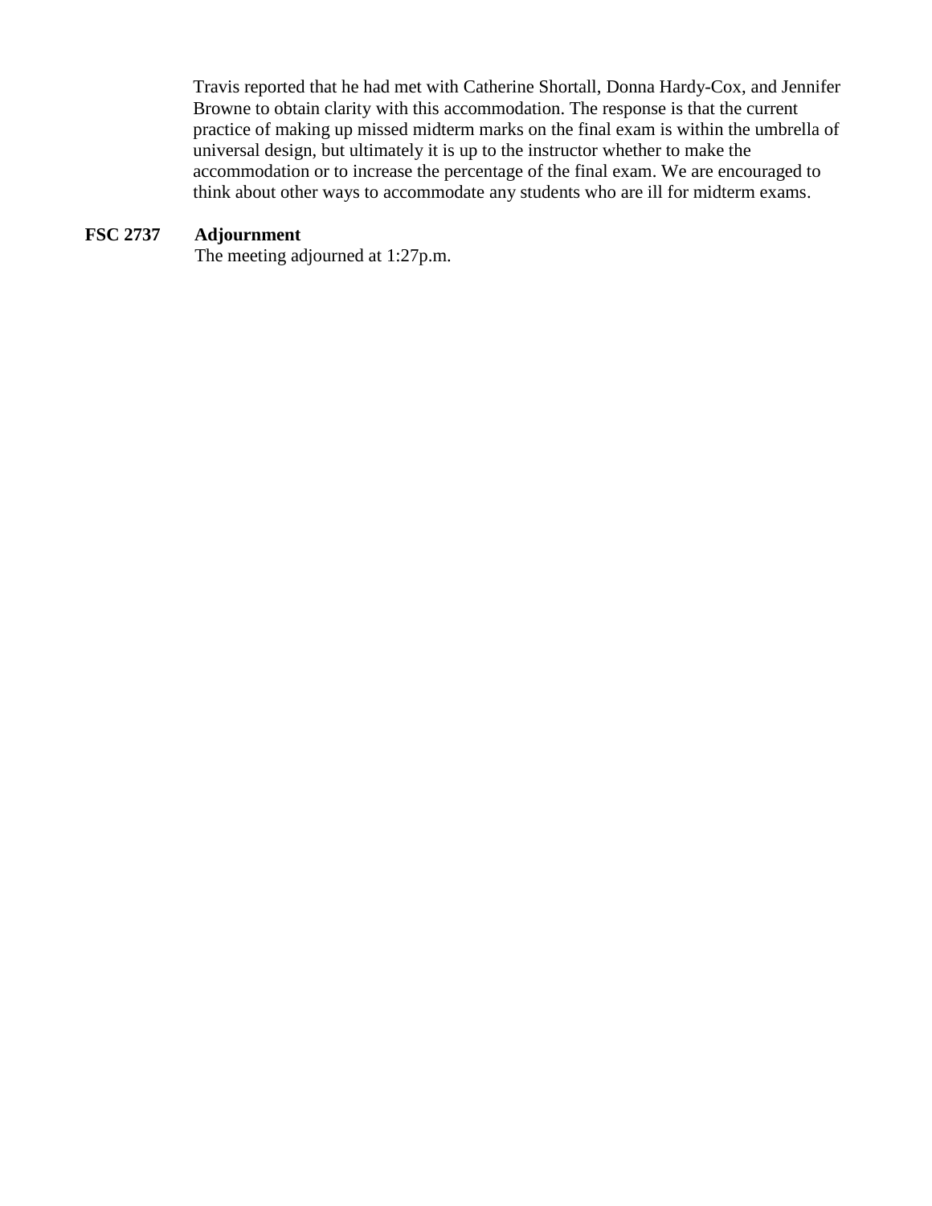Travis reported that he had met with Catherine Shortall, Donna Hardy-Cox, and Jennifer Browne to obtain clarity with this accommodation. The response is that the current practice of making up missed midterm marks on the final exam is within the umbrella of universal design, but ultimately it is up to the instructor whether to make the accommodation or to increase the percentage of the final exam. We are encouraged to think about other ways to accommodate any students who are ill for midterm exams.

**FSC 2737 Adjournment**

The meeting adjourned at 1:27p.m.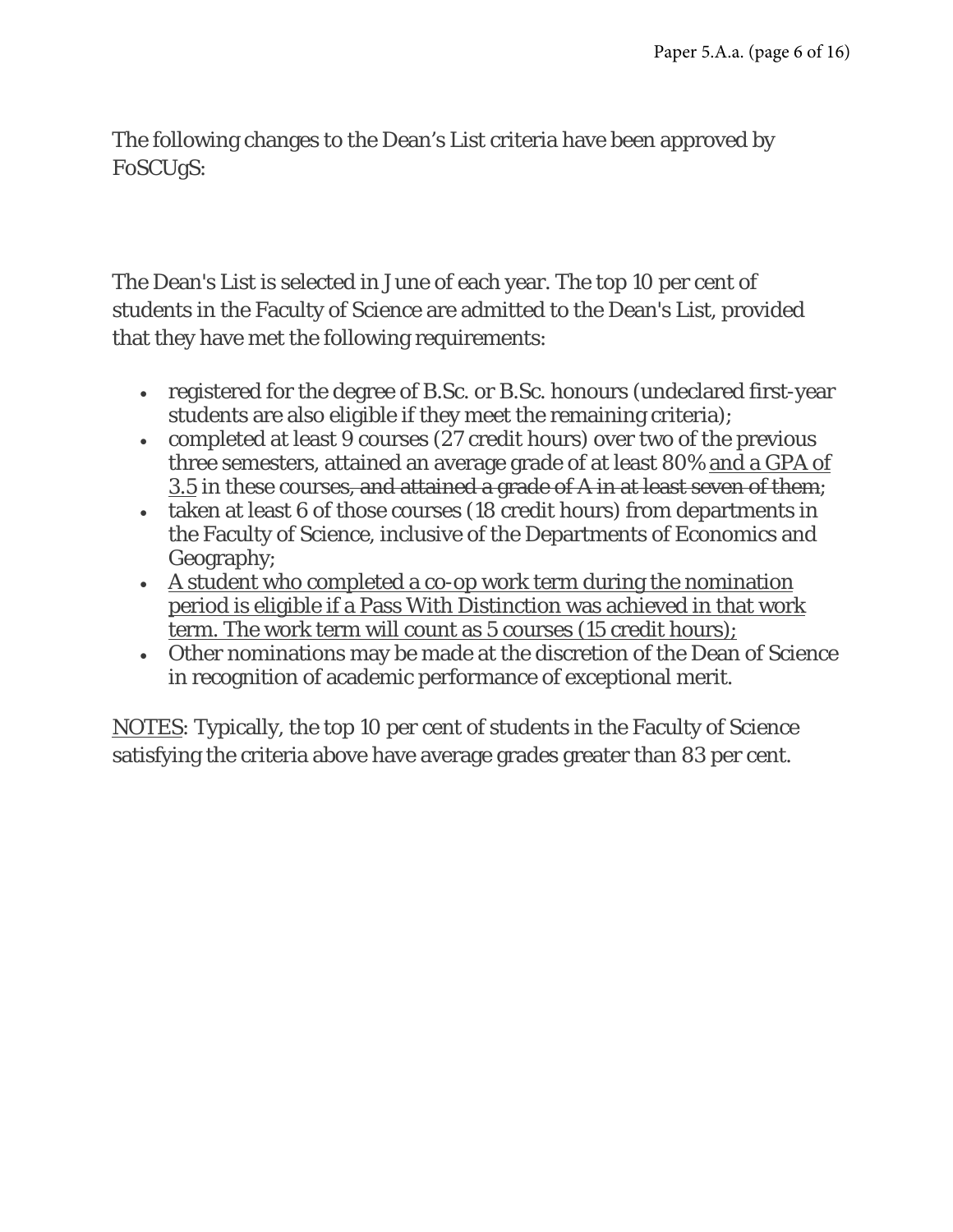The following changes to the Dean’s List criteria have been approved by FoSCUgS:

The Dean's List is selected in June of each year. The top 10 per cent of students in the Faculty of Science are admitted to the Dean's List, provided that they have met the following requirements:

- registered for the degree of B.Sc. or B.Sc. honours (undeclared first-year students are also eligible if they meet the remaining criteria);
- completed at least 9 courses (27 credit hours) over two of the previous three semesters, attained an average grade of at least 80% <u>and a GPA of 3.5</u> in these courses~~, and attained a grade of A in at least seven of them~~;
- taken at least 6 of those courses (18 credit hours) from departments in the Faculty of Science, inclusive of the Departments of Economics and Geography;
- <u>A student who completed a co-op work term during the nomination period is eligible if a Pass With Distinction was achieved in that work term. The work term will count as 5 courses (15 credit hours);</u>
- Other nominations may be made at the discretion of the Dean of Science in recognition of academic performance of exceptional merit.

<u>NOTES</u>: Typically, the top 10 per cent of students in the Faculty of Science satisfying the criteria above have average grades greater than 83 per cent.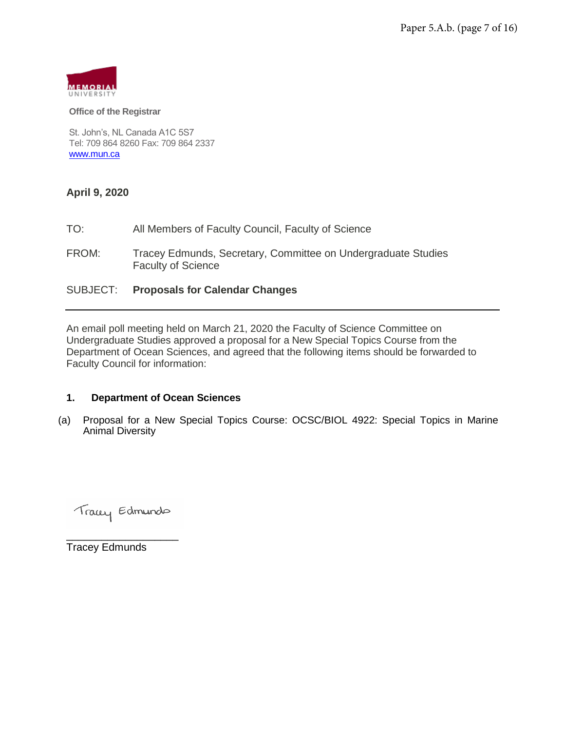Office of the Registrar

St. John's, NL Canada A1C 5S7
Tel: 709 864 8260 Fax: 709 864 2337
www.mun.ca

**April 9, 2020**

TO: All Members of Faculty Council, Faculty of Science

FROM: Tracey Edmunds, Secretary, Committee on Undergraduate Studies Faculty of Science

SUBJECT: **Proposals for Calendar Changes**

---

An email poll meeting held on March 21, 2020 the Faculty of Science Committee on Undergraduate Studies approved a proposal for a New Special Topics Course from the Department of Ocean Sciences, and agreed that the following items should be forwarded to Faculty Council for information:

**1. Department of Ocean Sciences**

(a) Proposal for a New Special Topics Course: OCSC/BIOL 4922: Special Topics in Marine Animal Diversity

Tracey Edmunds

Tracey Edmunds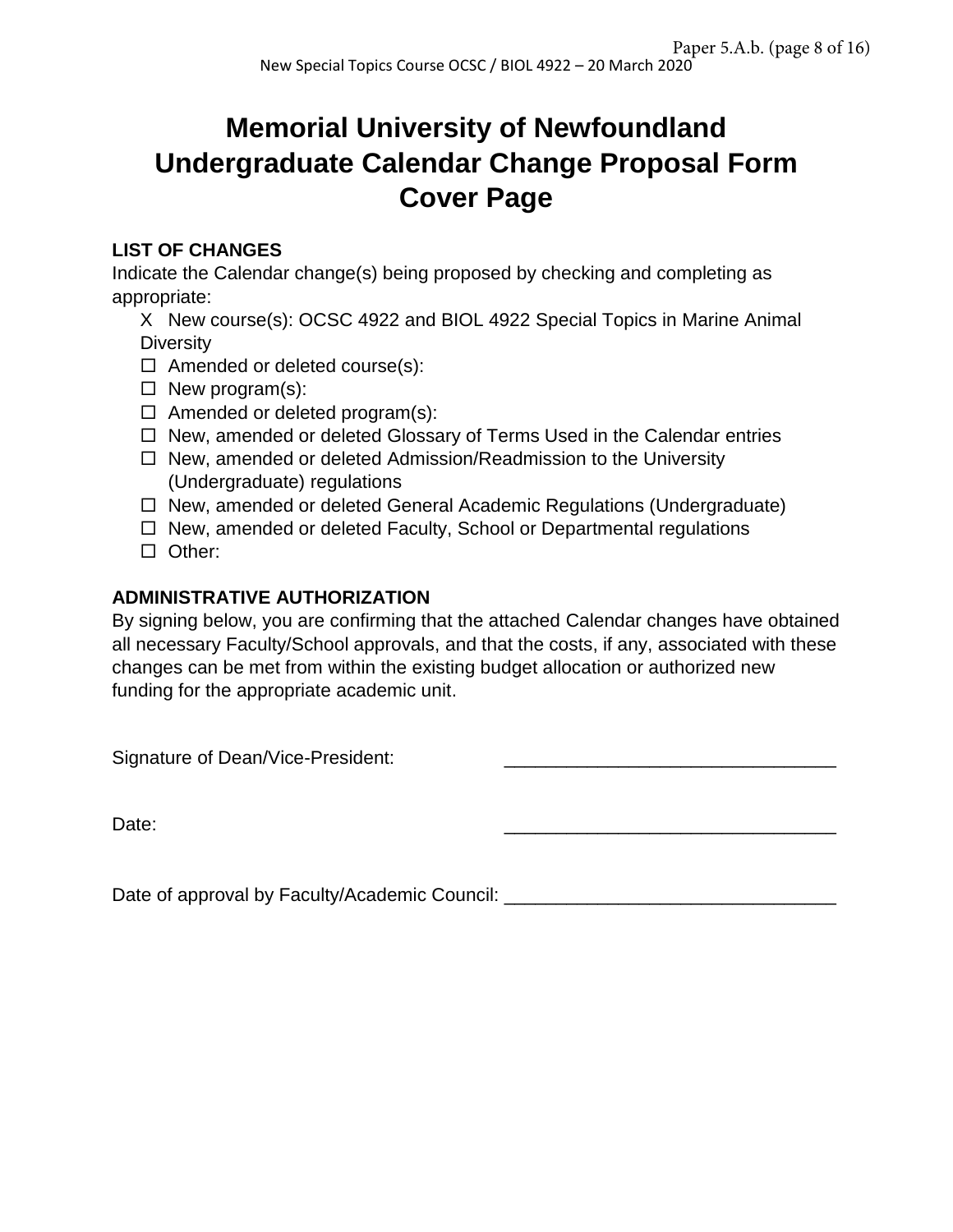# Memorial University of Newfoundland Undergraduate Calendar Change Proposal Form Cover Page

**LIST OF CHANGES**

Indicate the Calendar change(s) being proposed by checking and completing as appropriate:

- X New course(s): OCSC 4922 and BIOL 4922 Special Topics in Marine Animal Diversity
- ☐ Amended or deleted course(s):
- ☐ New program(s):
- ☐ Amended or deleted program(s):
- ☐ New, amended or deleted Glossary of Terms Used in the Calendar entries
- ☐ New, amended or deleted Admission/Readmission to the University (Undergraduate) regulations
- ☐ New, amended or deleted General Academic Regulations (Undergraduate)
- ☐ New, amended or deleted Faculty, School or Departmental regulations
- ☐ Other:

**ADMINISTRATIVE AUTHORIZATION**

By signing below, you are confirming that the attached Calendar changes have obtained all necessary Faculty/School approvals, and that the costs, if any, associated with these changes can be met from within the existing budget allocation or authorized new funding for the appropriate academic unit.

Signature of Dean/Vice-President: ________________________________

Date: ________________________________

Date of approval by Faculty/Academic Council: ________________________________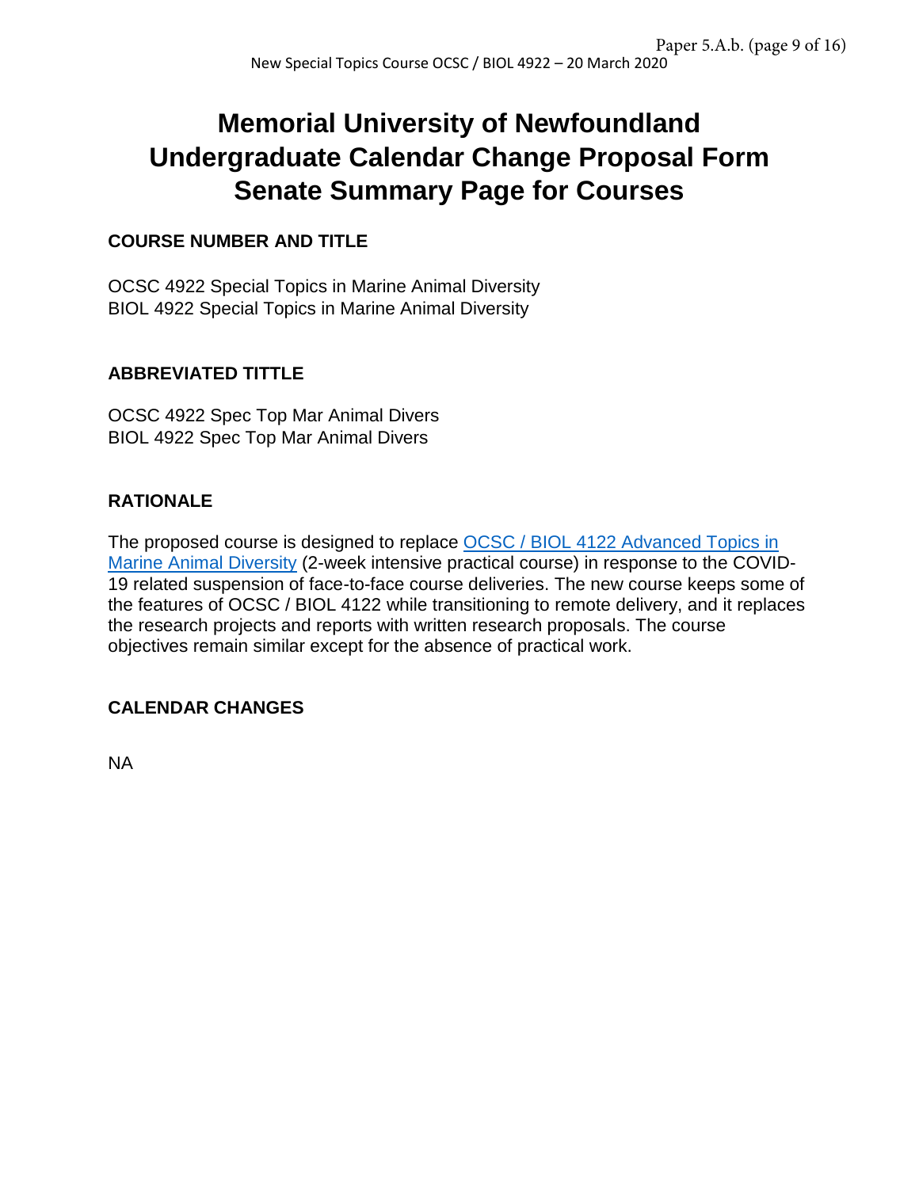# Memorial University of Newfoundland Undergraduate Calendar Change Proposal Form Senate Summary Page for Courses

## COURSE NUMBER AND TITLE

OCSC 4922 Special Topics in Marine Animal Diversity
BIOL 4922 Special Topics in Marine Animal Diversity

## ABBREVIATED TITTLE

OCSC 4922 Spec Top Mar Animal Divers
BIOL 4922 Spec Top Mar Animal Divers

## RATIONALE

The proposed course is designed to replace OCSC / BIOL 4122 Advanced Topics in Marine Animal Diversity (2-week intensive practical course) in response to the COVID-19 related suspension of face-to-face course deliveries. The new course keeps some of the features of OCSC / BIOL 4122 while transitioning to remote delivery, and it replaces the research projects and reports with written research proposals. The course objectives remain similar except for the absence of practical work.

## CALENDAR CHANGES

NA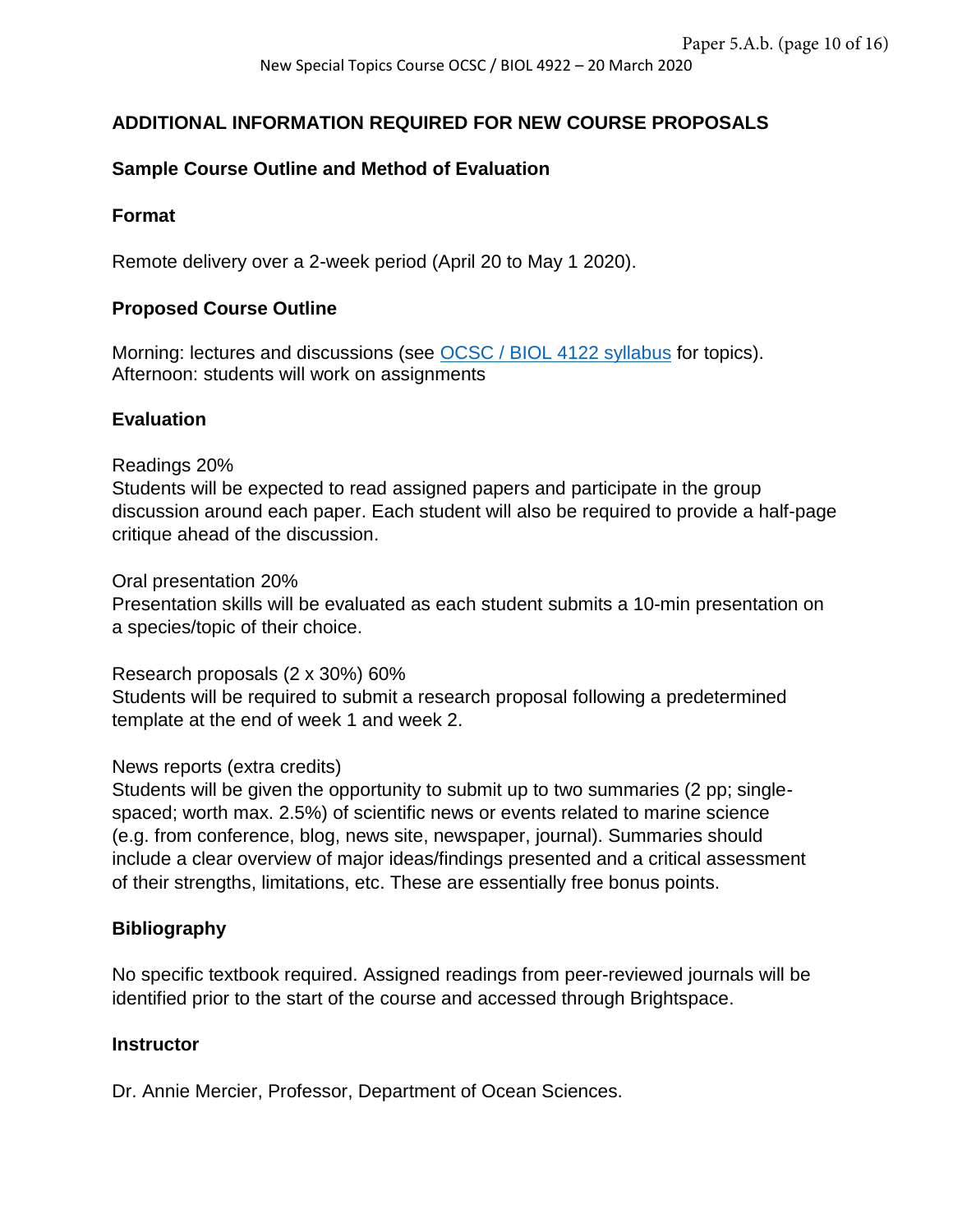## ADDITIONAL INFORMATION REQUIRED FOR NEW COURSE PROPOSALS

### Sample Course Outline and Method of Evaluation

### Format

Remote delivery over a 2-week period (April 20 to May 1 2020).

### Proposed Course Outline

Morning: lectures and discussions (see [OCSC / BIOL 4122 syllabus]() for topics).
Afternoon: students will work on assignments

### Evaluation

Readings 20%
Students will be expected to read assigned papers and participate in the group discussion around each paper. Each student will also be required to provide a half-page critique ahead of the discussion.

Oral presentation 20%
Presentation skills will be evaluated as each student submits a 10-min presentation on a species/topic of their choice.

Research proposals (2 x 30%) 60%
Students will be required to submit a research proposal following a predetermined template at the end of week 1 and week 2.

News reports (extra credits)
Students will be given the opportunity to submit up to two summaries (2 pp; single-spaced; worth max. 2.5%) of scientific news or events related to marine science (e.g. from conference, blog, news site, newspaper, journal). Summaries should include a clear overview of major ideas/findings presented and a critical assessment of their strengths, limitations, etc. These are essentially free bonus points.

### Bibliography

No specific textbook required. Assigned readings from peer-reviewed journals will be identified prior to the start of the course and accessed through Brightspace.

### Instructor

Dr. Annie Mercier, Professor, Department of Ocean Sciences.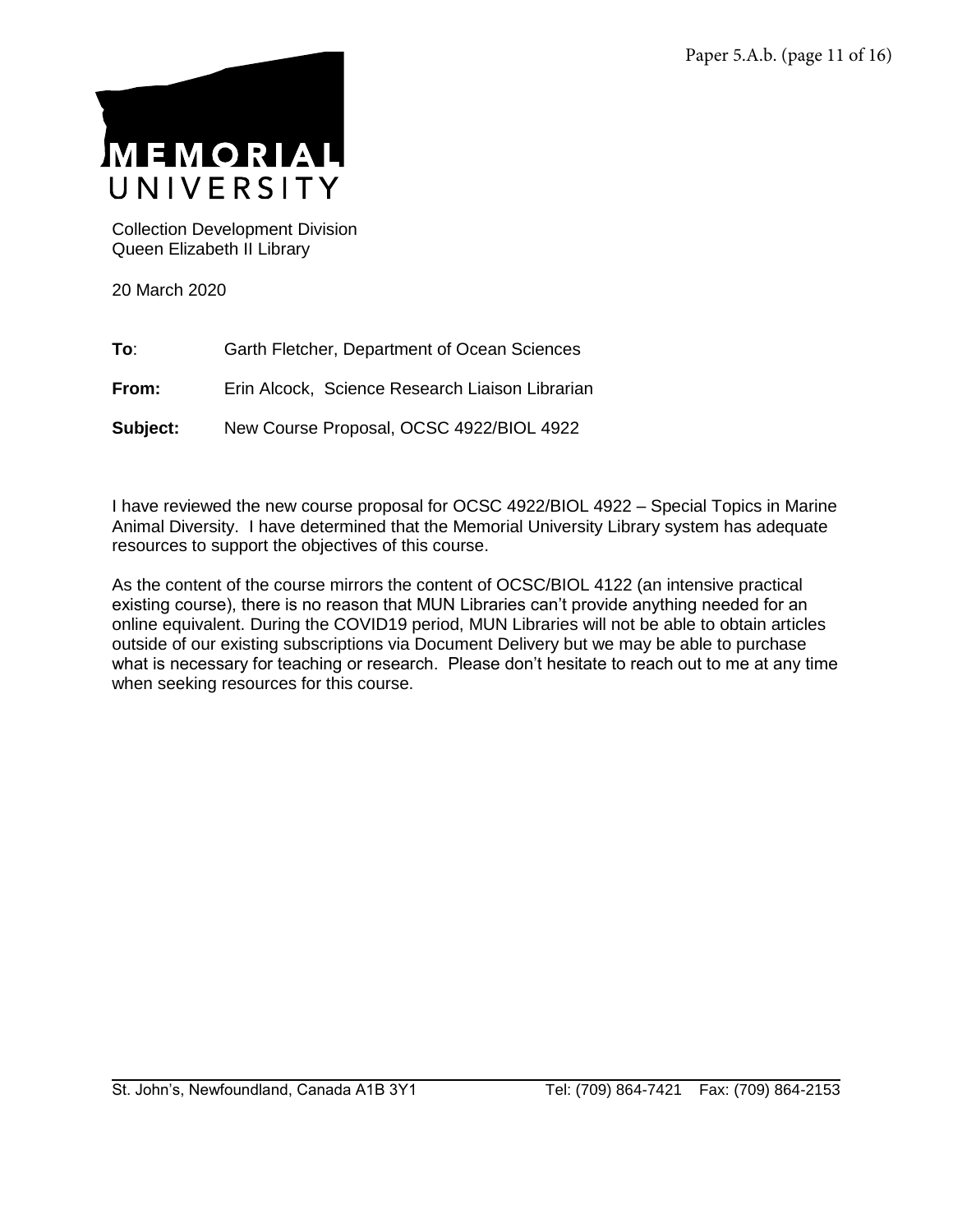MEMORIAL UNIVERSITY

Collection Development Division
Queen Elizabeth II Library

20 March 2020

**To**: Garth Fletcher, Department of Ocean Sciences

**From:** Erin Alcock, Science Research Liaison Librarian

**Subject:** New Course Proposal, OCSC 4922/BIOL 4922

I have reviewed the new course proposal for OCSC 4922/BIOL 4922 – Special Topics in Marine Animal Diversity. I have determined that the Memorial University Library system has adequate resources to support the objectives of this course.

As the content of the course mirrors the content of OCSC/BIOL 4122 (an intensive practical existing course), there is no reason that MUN Libraries can't provide anything needed for an online equivalent. During the COVID19 period, MUN Libraries will not be able to obtain articles outside of our existing subscriptions via Document Delivery but we may be able to purchase what is necessary for teaching or research. Please don't hesitate to reach out to me at any time when seeking resources for this course.

St. John's, Newfoundland, Canada A1B 3Y1 Tel: (709) 864-7421 Fax: (709) 864-2153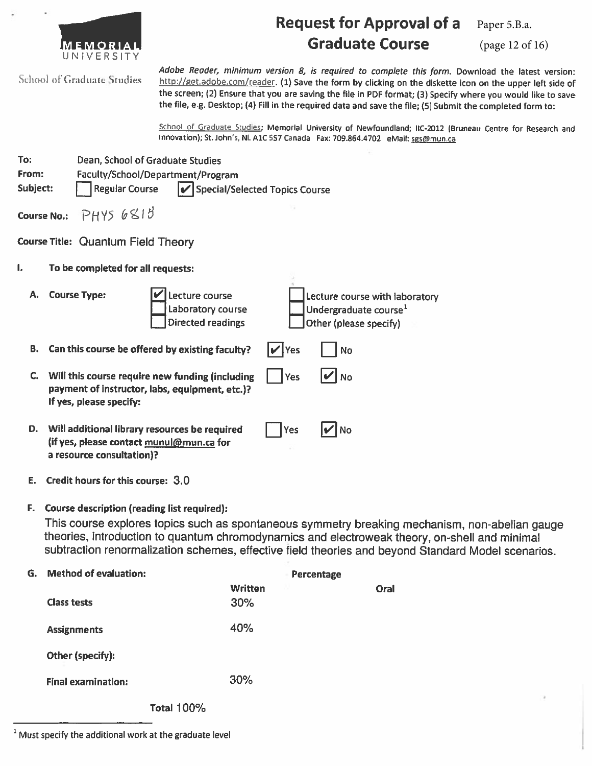MEMORIAL UNIVERSITY

School of Graduate Studies

# Request for Approval of a Graduate Course

Paper 5.B.a.

*Adobe Reader, minimum version 8, is required to complete this form.* Download the latest version: http://get.adobe.com/reader. (1) Save the form by clicking on the diskette icon on the upper left side of the screen; (2) Ensure that you are saving the file in PDF format; (3) Specify where you would like to save the file, e.g. Desktop; (4) Fill in the required data and save the file; (5) Submit the completed form to:

School of Graduate Studies; Memorial University of Newfoundland; IIC-2012 (Bruneau Centre for Research and Innovation); St. John's, NL A1C 5S7 Canada Fax: 709.864.4702 eMail: sgs@mun.ca

**To:** Dean, School of Graduate Studies

**From:** Faculty/School/Department/Program

**Subject:** ☐ Regular Course ☑ Special/Selected Topics Course

**Course No.:** PHYS 6818

**Course Title:** Quantum Field Theory

## I. To be completed for all requests:

**A. Course Type:**

- ☑ Lecture course
- ☐ Laboratory course
- ☐ Directed readings
- ☐ Lecture course with laboratory
- ☐ Undergraduate course[1]
- ☐ Other (please specify)

**B. Can this course be offered by existing faculty?** ☑ Yes ☐ No

**C. Will this course require new funding (including payment of instructor, labs, equipment, etc.)? If yes, please specify:** ☐ Yes ☑ No

**D. Will additional library resources be required (if yes, please contact munul@mun.ca for a resource consultation)?** ☐ Yes ☑ No

**E. Credit hours for this course:** 3.0

**F. Course description (reading list required):**

This course explores topics such as spontaneous symmetry breaking mechanism, non-abelian gauge theories, introduction to quantum chromodynamics and electroweak theory, on-shell and minimal subtraction renormalization schemes, effective field theories and beyond Standard Model scenarios.

**G. Method of evaluation:**

| | Percentage: Written | Percentage: Oral |
|---|---|---|
| **Class tests** | 30% | |
| **Assignments** | 40% | |
| **Other (specify):** | | |
| **Final examination:** | 30% | |
| **Total** | 100% | |

[1] Must specify the additional work at the graduate level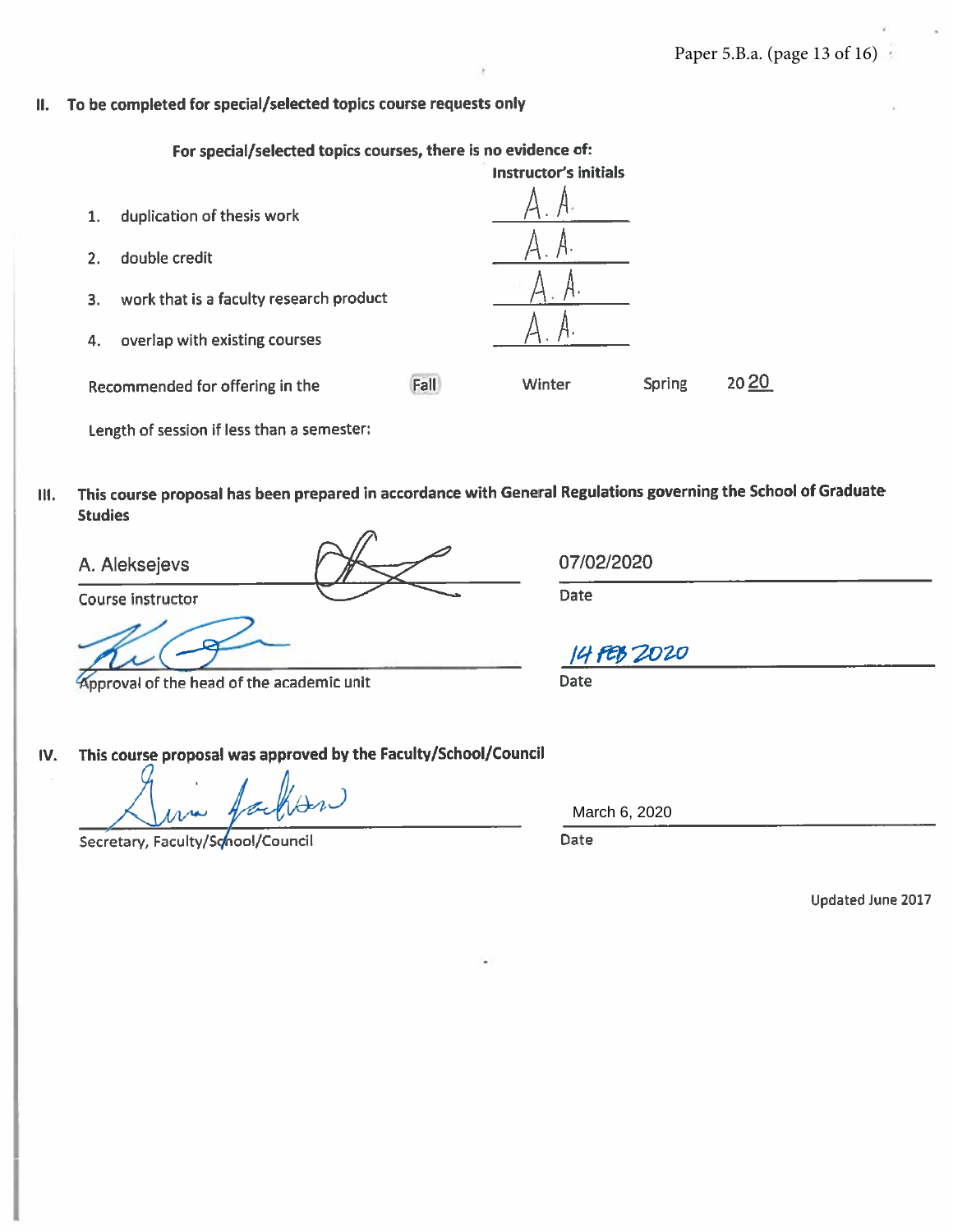## II. To be completed for special/selected topics course requests only

**For special/selected topics courses, there is no evidence of:**

| | Instructor's initials |
|---|---|
| 1. duplication of thesis work | A. A. |
| 2. double credit | A. A. |
| 3. work that is a faculty research product | A. A. |
| 4. overlap with existing courses | A. A. |

Recommended for offering in the **[Fall]** Winter Spring 20 20

Length of session if less than a semester:

## III. This course proposal has been prepared in accordance with General Regulations governing the School of Graduate Studies

A. Aleksejevs
Course instructor

Date: 07/02/2020

Approval of the head of the academic unit

Date: 14 FEB 2020

## IV. This course proposal was approved by the Faculty/School/Council

Secretary, Faculty/School/Council

Date: March 6, 2020

Updated June 2017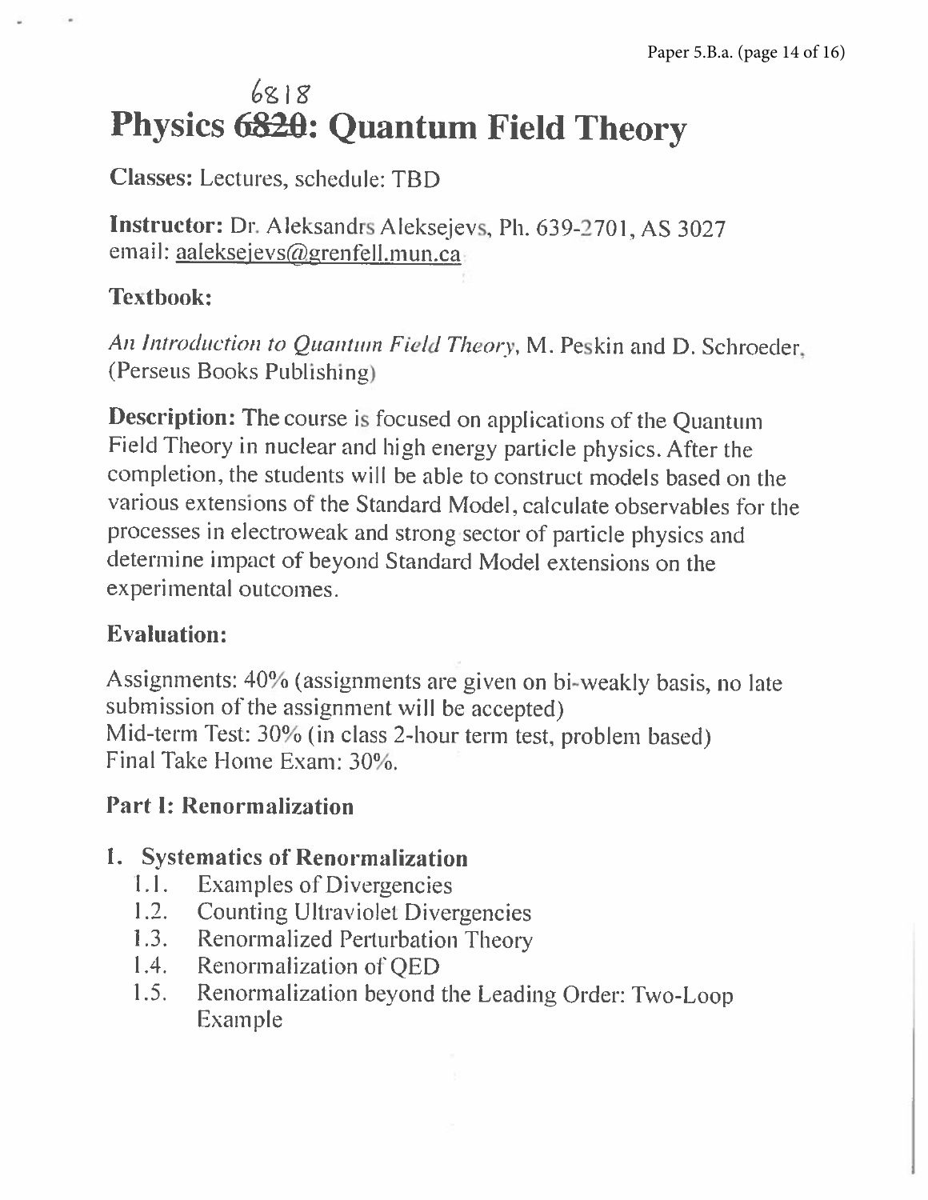# Physics ~~6820~~ 6818: Quantum Field Theory

**Classes:** Lectures, schedule: TBD

**Instructor:** Dr. Aleksandrs Aleksejevs, Ph. 639-2701, AS 3027
email: aaleksejevs@grenfell.mun.ca

## Textbook:

*An Introduction to Quantum Field Theory*, M. Peskin and D. Schroeder, (Perseus Books Publishing)

**Description:** The course is focused on applications of the Quantum Field Theory in nuclear and high energy particle physics. After the completion, the students will be able to construct models based on the various extensions of the Standard Model, calculate observables for the processes in electroweak and strong sector of particle physics and determine impact of beyond Standard Model extensions on the experimental outcomes.

## Evaluation:

Assignments: 40% (assignments are given on bi-weakly basis, no late submission of the assignment will be accepted)
Mid-term Test: 30% (in class 2-hour term test, problem based)
Final Take Home Exam: 30%.

## Part I: Renormalization

1. **Systematics of Renormalization**
   - 1.1. Examples of Divergencies
   - 1.2. Counting Ultraviolet Divergencies
   - 1.3. Renormalized Perturbation Theory
   - 1.4. Renormalization of QED
   - 1.5. Renormalization beyond the Leading Order: Two-Loop Example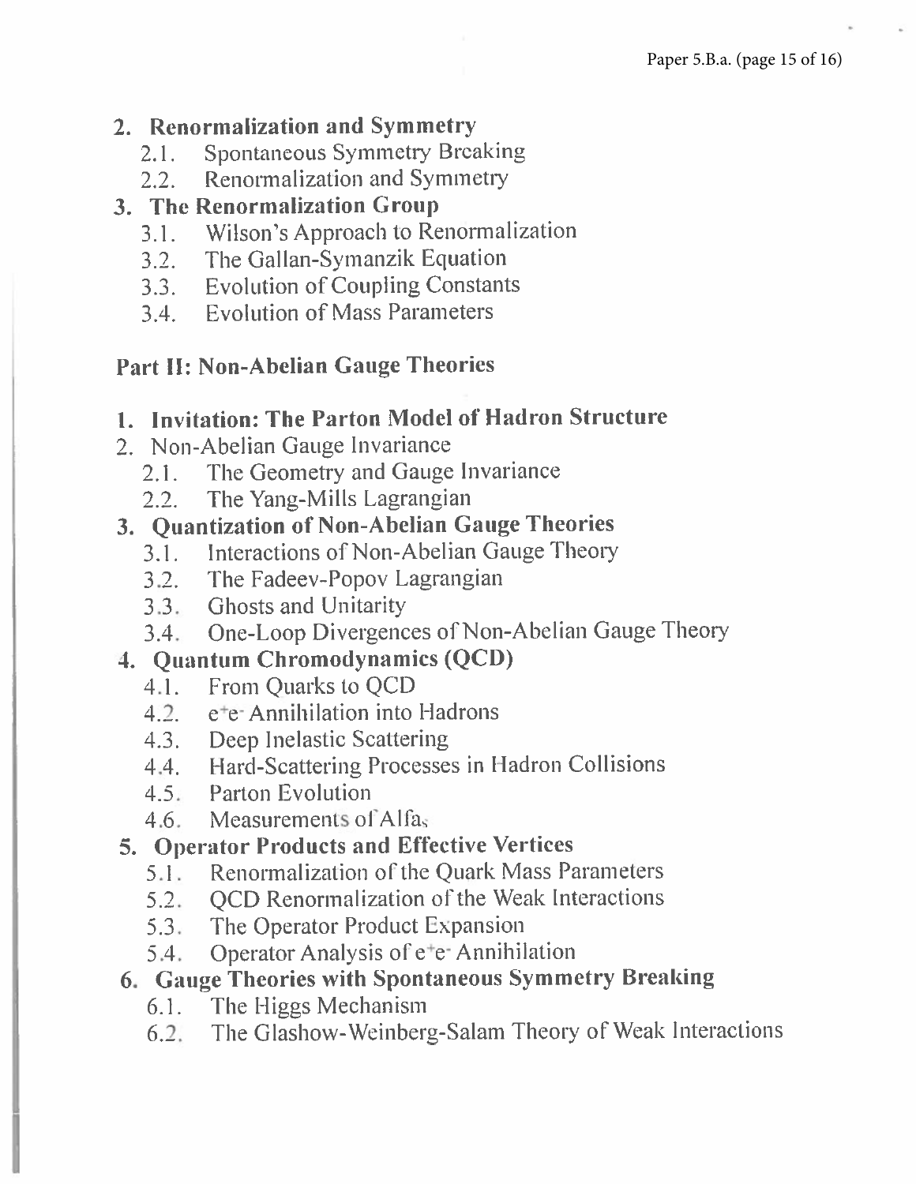2. **Renormalization and Symmetry**
   - 2.1. Spontaneous Symmetry Breaking
   - 2.2. Renormalization and Symmetry
3. **The Renormalization Group**
   - 3.1. Wilson's Approach to Renormalization
   - 3.2. The Gallan-Symanzik Equation
   - 3.3. Evolution of Coupling Constants
   - 3.4. Evolution of Mass Parameters

## Part II: Non-Abelian Gauge Theories

1. **Invitation: The Parton Model of Hadron Structure**
2. Non-Abelian Gauge Invariance
   - 2.1. The Geometry and Gauge Invariance
   - 2.2. The Yang-Mills Lagrangian
3. **Quantization of Non-Abelian Gauge Theories**
   - 3.1. Interactions of Non-Abelian Gauge Theory
   - 3.2. The Fadeev-Popov Lagrangian
   - 3.3. Ghosts and Unitarity
   - 3.4. One-Loop Divergences of Non-Abelian Gauge Theory
4. **Quantum Chromodynamics (QCD)**
   - 4.1. From Quarks to QCD
   - 4.2. $e^+e^-$ Annihilation into Hadrons
   - 4.3. Deep Inelastic Scattering
   - 4.4. Hard-Scattering Processes in Hadron Collisions
   - 4.5. Parton Evolution
   - 4.6. Measurements of $\text{Alfa}_s$
5. **Operator Products and Effective Vertices**
   - 5.1. Renormalization of the Quark Mass Parameters
   - 5.2. QCD Renormalization of the Weak Interactions
   - 5.3. The Operator Product Expansion
   - 5.4. Operator Analysis of $e^+e^-$ Annihilation
6. **Gauge Theories with Spontaneous Symmetry Breaking**
   - 6.1. The Higgs Mechanism
   - 6.2. The Glashow-Weinberg-Salam Theory of Weak Interactions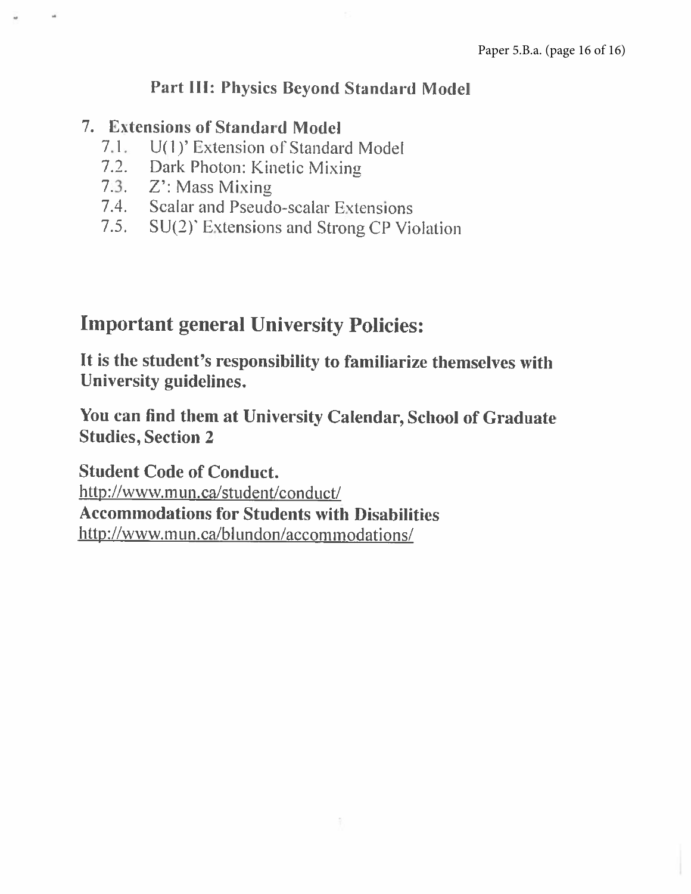## Part III: Physics Beyond Standard Model

7. **Extensions of Standard Model**
   - 7.1. U(1)' Extension of Standard Model
   - 7.2. Dark Photon: Kinetic Mixing
   - 7.3. Z': Mass Mixing
   - 7.4. Scalar and Pseudo-scalar Extensions
   - 7.5. SU(2)' Extensions and Strong CP Violation

# Important general University Policies:

**It is the student's responsibility to familiarize themselves with University guidelines.**

**You can find them at University Calendar, School of Graduate Studies, Section 2**

**Student Code of Conduct.**
http://www.mun.ca/student/conduct/
**Accommodations for Students with Disabilities**
http://www.mun.ca/blundon/accommodations/